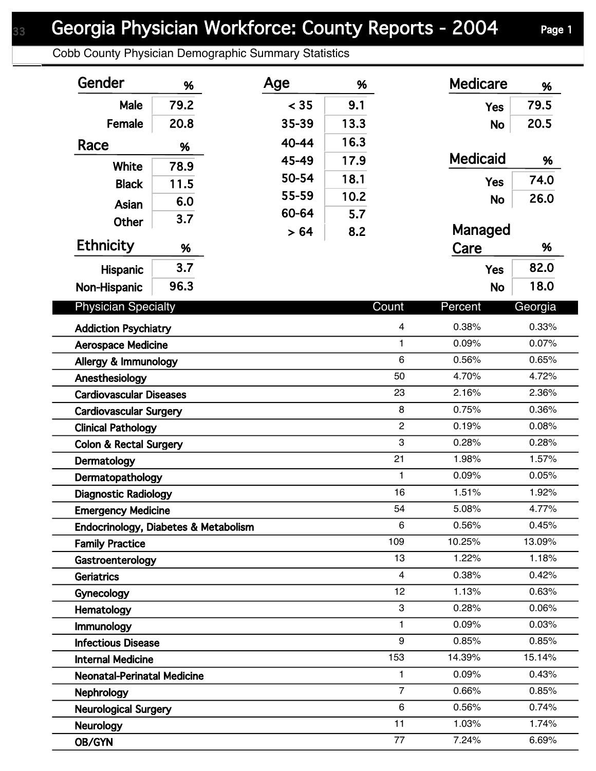# Georgia Physician Workforce: County Reports - 2004

Cobb County Physician Demographic Summary Statistics

| Gender | % |
|---|---|
| Male | 79.2 |
| Female | 20.8 |

| Race | % |
|---|---|
| White | 78.9 |
| Black | 11.5 |
| Asian | 6.0 |
| Other | 3.7 |

| Ethnicity | % |
|---|---|
| Hispanic | 3.7 |
| Non-Hispanic | 96.3 |

| Age | % |
|---|---|
| < 35 | 9.1 |
| 35-39 | 13.3 |
| 40-44 | 16.3 |
| 45-49 | 17.9 |
| 50-54 | 18.1 |
| 55-59 | 10.2 |
| 60-64 | 5.7 |
| > 64 | 8.2 |

| Medicare | % |
|---|---|
| Yes | 79.5 |
| No | 20.5 |

| Medicaid | % |
|---|---|
| Yes | 74.0 |
| No | 26.0 |

| Managed Care | % |
|---|---|
| Yes | 82.0 |
| No | 18.0 |

| Physician Specialty | Count | Percent | Georgia |
|---|---|---|---|
| Addiction Psychiatry | 4 | 0.38% | 0.33% |
| Aerospace Medicine | 1 | 0.09% | 0.07% |
| Allergy & Immunology | 6 | 0.56% | 0.65% |
| Anesthesiology | 50 | 4.70% | 4.72% |
| Cardiovascular Diseases | 23 | 2.16% | 2.36% |
| Cardiovascular Surgery | 8 | 0.75% | 0.36% |
| Clinical Pathology | 2 | 0.19% | 0.08% |
| Colon & Rectal Surgery | 3 | 0.28% | 0.28% |
| Dermatology | 21 | 1.98% | 1.57% |
| Dermatopathology | 1 | 0.09% | 0.05% |
| Diagnostic Radiology | 16 | 1.51% | 1.92% |
| Emergency Medicine | 54 | 5.08% | 4.77% |
| Endocrinology, Diabetes & Metabolism | 6 | 0.56% | 0.45% |
| Family Practice | 109 | 10.25% | 13.09% |
| Gastroenterology | 13 | 1.22% | 1.18% |
| Geriatrics | 4 | 0.38% | 0.42% |
| Gynecology | 12 | 1.13% | 0.63% |
| Hematology | 3 | 0.28% | 0.06% |
| Immunology | 1 | 0.09% | 0.03% |
| Infectious Disease | 9 | 0.85% | 0.85% |
| Internal Medicine | 153 | 14.39% | 15.14% |
| Neonatal-Perinatal Medicine | 1 | 0.09% | 0.43% |
| Nephrology | 7 | 0.66% | 0.85% |
| Neurological Surgery | 6 | 0.56% | 0.74% |
| Neurology | 11 | 1.03% | 1.74% |
| OB/GYN | 77 | 7.24% | 6.69% |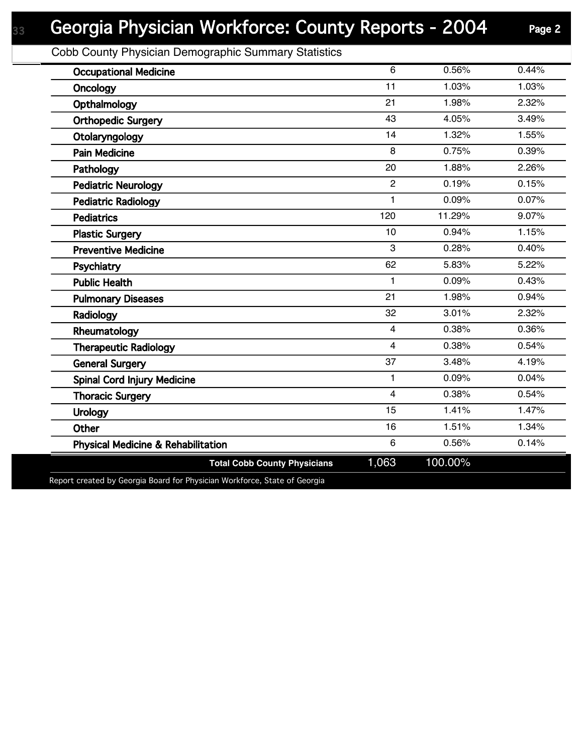## Cobb County Physician Demographic Summary Statistics

| | | | |
|---|---|---|---|
| Occupational Medicine | 6 | 0.56% | 0.44% |
| Oncology | 11 | 1.03% | 1.03% |
| Opthalmology | 21 | 1.98% | 2.32% |
| Orthopedic Surgery | 43 | 4.05% | 3.49% |
| Otolaryngology | 14 | 1.32% | 1.55% |
| Pain Medicine | 8 | 0.75% | 0.39% |
| Pathology | 20 | 1.88% | 2.26% |
| Pediatric Neurology | 2 | 0.19% | 0.15% |
| Pediatric Radiology | 1 | 0.09% | 0.07% |
| Pediatrics | 120 | 11.29% | 9.07% |
| Plastic Surgery | 10 | 0.94% | 1.15% |
| Preventive Medicine | 3 | 0.28% | 0.40% |
| Psychiatry | 62 | 5.83% | 5.22% |
| Public Health | 1 | 0.09% | 0.43% |
| Pulmonary Diseases | 21 | 1.98% | 0.94% |
| Radiology | 32 | 3.01% | 2.32% |
| Rheumatology | 4 | 0.38% | 0.36% |
| Therapeutic Radiology | 4 | 0.38% | 0.54% |
| General Surgery | 37 | 3.48% | 4.19% |
| Spinal Cord Injury Medicine | 1 | 0.09% | 0.04% |
| Thoracic Surgery | 4 | 0.38% | 0.54% |
| Urology | 15 | 1.41% | 1.47% |
| Other | 16 | 1.51% | 1.34% |
| Physical Medicine & Rehabilitation | 6 | 0.56% | 0.14% |
| **Total Cobb County Physicians** | 1,063 | 100.00% | |

Report created by Georgia Board for Physician Workforce, State of Georgia